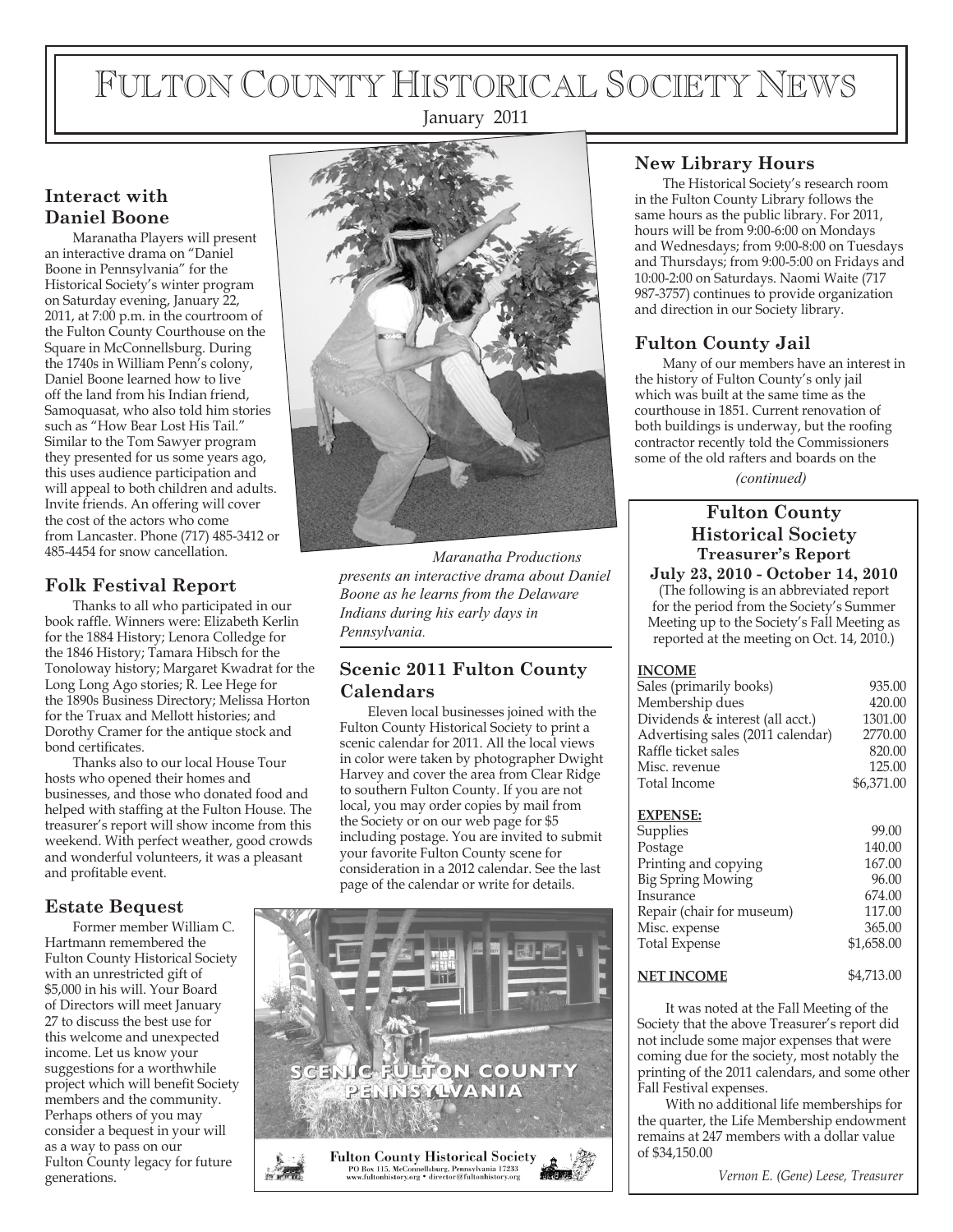# Fulton County Historical Society News

January 2011

## Interact with Daniel Boone

Maranatha Players will present an interactive drama on "Daniel Boone in Pennsylvania" for the Historical Society's winter program on Saturday evening, January 22, 2011, at 7:00 p.m. in the courtroom of the Fulton County Courthouse on the Square in McConnellsburg. During the 1740s in William Penn's colony, Daniel Boone learned how to live off the land from his Indian friend, Samoquasat, who also told him stories such as "How Bear Lost His Tail." Similar to the Tom Sawyer program they presented for us some years ago, this uses audience participation and will appeal to both children and adults. Invite friends. An offering will cover the cost of the actors who come from Lancaster. Phone (717) 485-3412 or 485-4454 for snow cancellation.

*Maranatha Productions presents an interactive drama about Daniel Boone as he learns from the Delaware Indians during his early days in Pennsylvania.*

## Folk Festival Report

Thanks to all who participated in our book raffle. Winners were: Elizabeth Kerlin for the 1884 History; Lenora Colledge for the 1846 History; Tamara Hibsch for the Tonoloway history; Margaret Kwadrat for the Long Long Ago stories; R. Lee Hege for the 1890s Business Directory; Melissa Horton for the Truax and Mellott histories; and Dorothy Cramer for the antique stock and bond certificates.

Thanks also to our local House Tour hosts who opened their homes and businesses, and those who donated food and helped with staffing at the Fulton House. The treasurer's report will show income from this weekend. With perfect weather, good crowds and wonderful volunteers, it was a pleasant and profitable event.

## Estate Bequest

Former member William C. Hartmann remembered the Fulton County Historical Society with an unrestricted gift of $5,000 in his will. Your Board of Directors will meet January 27 to discuss the best use for this welcome and unexpected income. Let us know your suggestions for a worthwhile project which will benefit Society members and the community. Perhaps others of you may consider a bequest in your will as a way to pass on our Fulton County legacy for future generations.

## Scenic 2011 Fulton County Calendars

Eleven local businesses joined with the Fulton County Historical Society to print a scenic calendar for 2011. All the local views in color were taken by photographer Dwight Harvey and cover the area from Clear Ridge to southern Fulton County. If you are not local, you may order copies by mail from the Society or on our web page for $5 including postage. You are invited to submit your favorite Fulton County scene for consideration in a 2012 calendar. See the last page of the calendar or write for details.

SCENIC FULTON COUNTY PENNSYLVANIA

Fulton County Historical Society
PO Box 115, McConnellsburg, Pennsylvania 17233
www.fultonhistory.org • director@fultonhistory.org

## New Library Hours

The Historical Society's research room in the Fulton County Library follows the same hours as the public library. For 2011, hours will be from 9:00-6:00 on Mondays and Wednesdays; from 9:00-8:00 on Tuesdays and Thursdays; from 9:00-5:00 on Fridays and 10:00-2:00 on Saturdays. Naomi Waite (717 987-3757) continues to provide organization and direction in our Society library.

## Fulton County Jail

Many of our members have an interest in the history of Fulton County's only jail which was built at the same time as the courthouse in 1851. Current renovation of both buildings is underway, but the roofing contractor recently told the Commissioners some of the old rafters and boards on the

*(continued)*

## Fulton County Historical Society Treasurer's Report July 23, 2010 - October 14, 2010

(The following is an abbreviated report for the period from the Society's Summer Meeting up to the Society's Fall Meeting as reported at the meeting on Oct. 14, 2010.)

| **INCOME** | |
|---|---|
| Sales (primarily books) | 935.00 |
| Membership dues | 420.00 |
| Dividends & interest (all acct.) | 1301.00 |
| Advertising sales (2011 calendar) | 2770.00 |
| Raffle ticket sales | 820.00 |
| Misc. revenue | 125.00 |
| Total Income | $6,371.00 |
| **EXPENSE:** | |
| Supplies | 99.00 |
| Postage | 140.00 |
| Printing and copying | 167.00 |
| Big Spring Mowing | 96.00 |
| Insurance | 674.00 |
| Repair (chair for museum) | 117.00 |
| Misc. expense | 365.00 |
| Total Expense | $1,658.00 |
| **NET INCOME** | $4,713.00 |

It was noted at the Fall Meeting of the Society that the above Treasurer's report did not include some major expenses that were coming due for the society, most notably the printing of the 2011 calendars, and some other Fall Festival expenses.

With no additional life memberships for the quarter, the Life Membership endowment remains at 247 members with a dollar value of $34,150.00

*Vernon E. (Gene) Leese, Treasurer*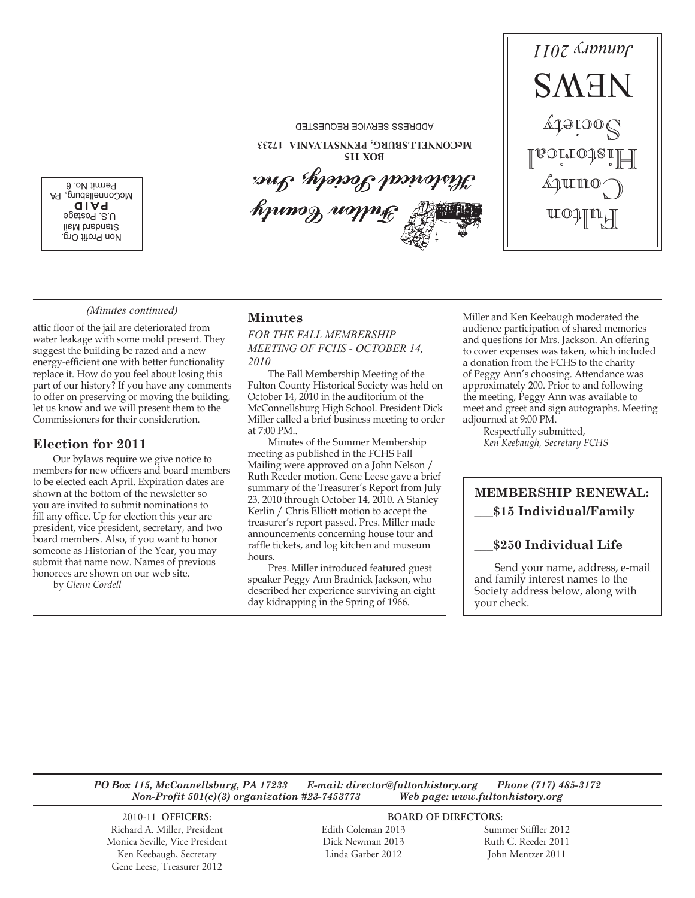Fulton County Historical Society NEWS

*January 2011*

**Fulton County Historical Society, Inc.**

**BOX 115**

**McCONNELLSBURG, PENNSYLVANIA 17233**

ADDRESS SERVICE REQUESTED

Non Profit Org.
Standard Mail
U.S. Postage
**PAID**
McConnellsburg, PA
Permit No. 6

*(Minutes continued)*

attic floor of the jail are deteriorated from water leakage with some mold present. They suggest the building be razed and a new energy-efficient one with better functionality replace it. How do you feel about losing this part of our history? If you have any comments to offer on preserving or moving the building, let us know and we will present them to the Commissioners for their consideration.

## Election for 2011

Our bylaws require we give notice to members for new officers and board members to be elected each April. Expiration dates are shown at the bottom of the newsletter so you are invited to submit nominations to fill any office. Up for election this year are president, vice president, secretary, and two board members. Also, if you want to honor someone as Historian of the Year, you may submit that name now. Names of previous honorees are shown on our web site.

by *Glenn Cordell*

## Minutes

*FOR THE FALL MEMBERSHIP MEETING OF FCHS - OCTOBER 14, 2010*

The Fall Membership Meeting of the Fulton County Historical Society was held on October 14, 2010 in the auditorium of the McConnellsburg High School. President Dick Miller called a brief business meeting to order at 7:00 PM..

Minutes of the Summer Membership meeting as published in the FCHS Fall Mailing were approved on a John Nelson / Ruth Reeder motion. Gene Leese gave a brief summary of the Treasurer's Report from July 23, 2010 through October 14, 2010. A Stanley Kerlin / Chris Elliott motion to accept the treasurer's report passed. Pres. Miller made announcements concerning house tour and raffle tickets, and log kitchen and museum hours.

Pres. Miller introduced featured guest speaker Peggy Ann Bradnick Jackson, who described her experience surviving an eight day kidnapping in the Spring of 1966. Miller and Ken Keebaugh moderated the audience participation of shared memories and questions for Mrs. Jackson. An offering to cover expenses was taken, which included a donation from the FCHS to the charity of Peggy Ann's choosing. Attendance was approximately 200. Prior to and following the meeting, Peggy Ann was available to meet and greet and sign autographs. Meeting adjourned at 9:00 PM.

Respectfully submitted,
*Ken Keebaugh, Secretary FCHS*

## MEMBERSHIP RENEWAL:

**___$15 Individual/Family**

**___$250 Individual Life**

Send your name, address, e-mail and family interest names to the Society address below, along with your check.

***PO Box 115, McConnellsburg, PA 17233 E-mail: director@fultonhistory.org Phone (717) 485-3172***
***Non-Profit 501(c)(3) organization #23-7453773 Web page: www.fultonhistory.org***

2010-11 **OFFICERS:**
Richard A. Miller, President
Monica Seville, Vice President
Ken Keebaugh, Secretary
Gene Leese, Treasurer 2012

**BOARD OF DIRECTORS:**
Edith Coleman 2013
Dick Newman 2013
Linda Garber 2012
Summer Stiffler 2012
Ruth C. Reeder 2011
John Mentzer 2011